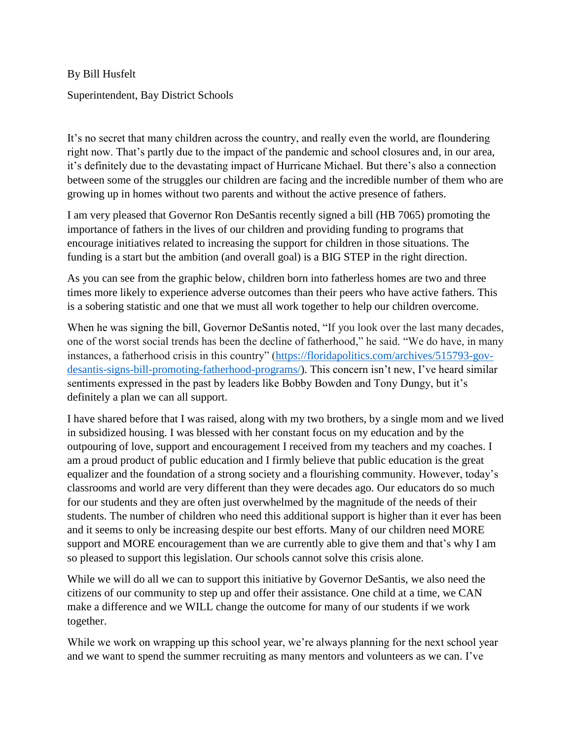By Bill Husfelt

Superintendent, Bay District Schools

It's no secret that many children across the country, and really even the world, are floundering right now. That's partly due to the impact of the pandemic and school closures and, in our area, it's definitely due to the devastating impact of Hurricane Michael. But there's also a connection between some of the struggles our children are facing and the incredible number of them who are growing up in homes without two parents and without the active presence of fathers.

I am very pleased that Governor Ron DeSantis recently signed a bill (HB 7065) promoting the importance of fathers in the lives of our children and providing funding to programs that encourage initiatives related to increasing the support for children in those situations. The funding is a start but the ambition (and overall goal) is a BIG STEP in the right direction.

As you can see from the graphic below, children born into fatherless homes are two and three times more likely to experience adverse outcomes than their peers who have active fathers. This is a sobering statistic and one that we must all work together to help our children overcome.

When he was signing the bill, Governor DeSantis noted, "If you look over the last many decades, one of the worst social trends has been the decline of fatherhood," he said. "We do have, in many instances, a fatherhood crisis in this country" ([https://floridapolitics.com/archives/515793-gov-desantis-signs-bill-promoting-fatherhood-programs/](https://floridapolitics.com/archives/515793-gov-desantis-signs-bill-promoting-fatherhood-programs/)). This concern isn't new, I've heard similar sentiments expressed in the past by leaders like Bobby Bowden and Tony Dungy, but it's definitely a plan we can all support.

I have shared before that I was raised, along with my two brothers, by a single mom and we lived in subsidized housing. I was blessed with her constant focus on my education and by the outpouring of love, support and encouragement I received from my teachers and my coaches. I am a proud product of public education and I firmly believe that public education is the great equalizer and the foundation of a strong society and a flourishing community. However, today's classrooms and world are very different than they were decades ago. Our educators do so much for our students and they are often just overwhelmed by the magnitude of the needs of their students. The number of children who need this additional support is higher than it ever has been and it seems to only be increasing despite our best efforts. Many of our children need MORE support and MORE encouragement than we are currently able to give them and that's why I am so pleased to support this legislation. Our schools cannot solve this crisis alone.

While we will do all we can to support this initiative by Governor DeSantis, we also need the citizens of our community to step up and offer their assistance. One child at a time, we CAN make a difference and we WILL change the outcome for many of our students if we work together.

While we work on wrapping up this school year, we're always planning for the next school year and we want to spend the summer recruiting as many mentors and volunteers as we can. I've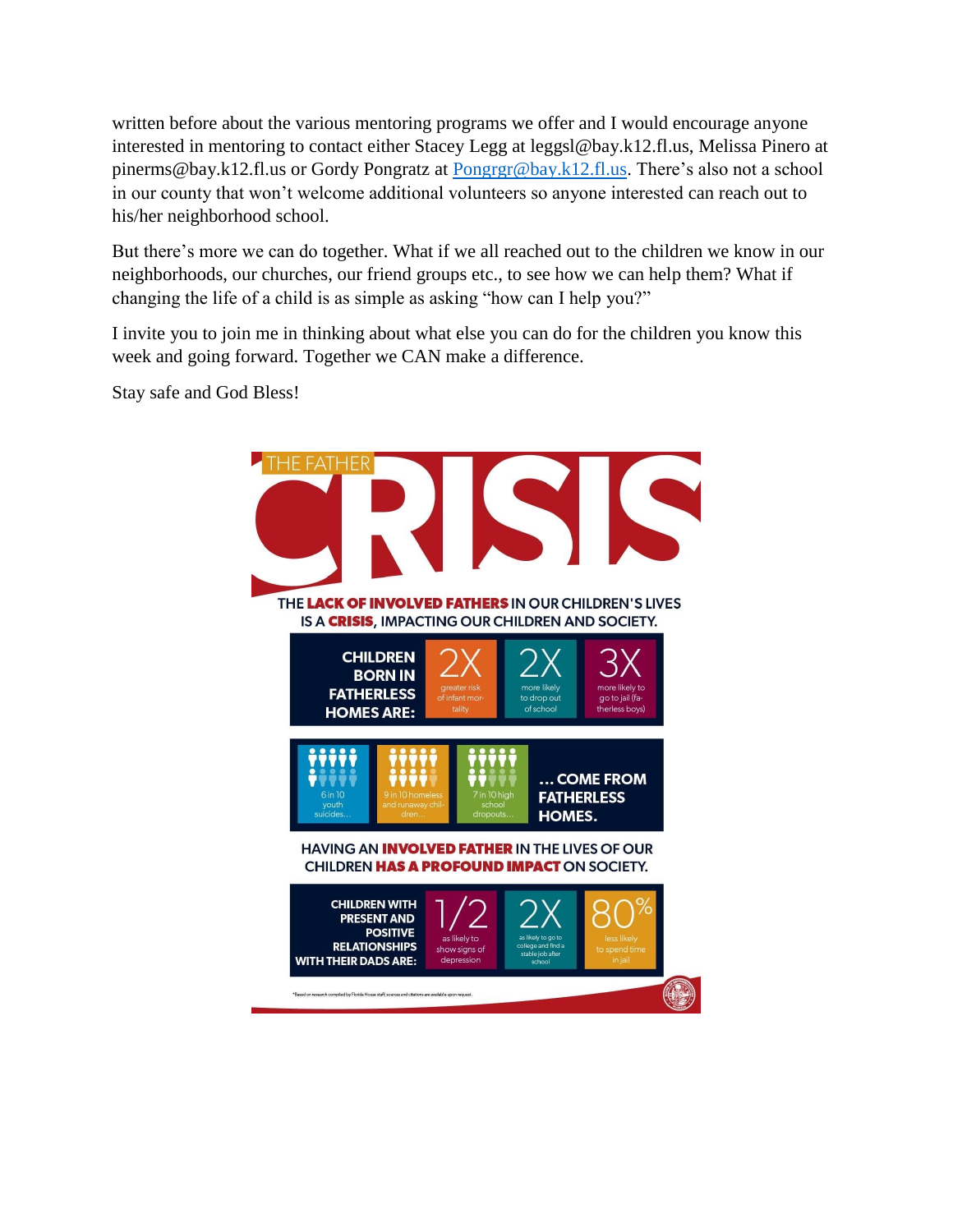written before about the various mentoring programs we offer and I would encourage anyone interested in mentoring to contact either Stacey Legg at leggsl@bay.k12.fl.us, Melissa Pinero at pinerms@bay.k12.fl.us or Gordy Pongratz at Pongrgr@bay.k12.fl.us. There's also not a school in our county that won't welcome additional volunteers so anyone interested can reach out to his/her neighborhood school.

But there's more we can do together. What if we all reached out to the children we know in our neighborhoods, our churches, our friend groups etc., to see how we can help them? What if changing the life of a child is as simple as asking "how can I help you?"

I invite you to join me in thinking about what else you can do for the children you know this week and going forward. Together we CAN make a difference.

Stay safe and God Bless!

# THE FATHER CRISIS

THE **LACK OF INVOLVED FATHERS** IN OUR CHILDREN'S LIVES IS A **CRISIS**, IMPACTING OUR CHILDREN AND SOCIETY.

**CHILDREN BORN IN FATHERLESS HOMES ARE:**

2X greater risk of infant mortality

2X more likely to drop out of school

3X more likely to go to jail (fatherless boys)

6 in 10 youth suicides...

9 in 10 homeless and runaway children...

7 in 10 high school dropouts...

**... COME FROM FATHERLESS HOMES.**

HAVING AN **INVOLVED FATHER** IN THE LIVES OF OUR CHILDREN **HAS A PROFOUND IMPACT** ON SOCIETY.

**CHILDREN WITH PRESENT AND POSITIVE RELATIONSHIPS WITH THEIR DADS ARE:**

1/2 as likely to show signs of depression

2X as likely to go to college and find a stable job after school

80% less likely to spend time in jail

*Based on research compiled by Florida House staff; sources and citations are available upon request.